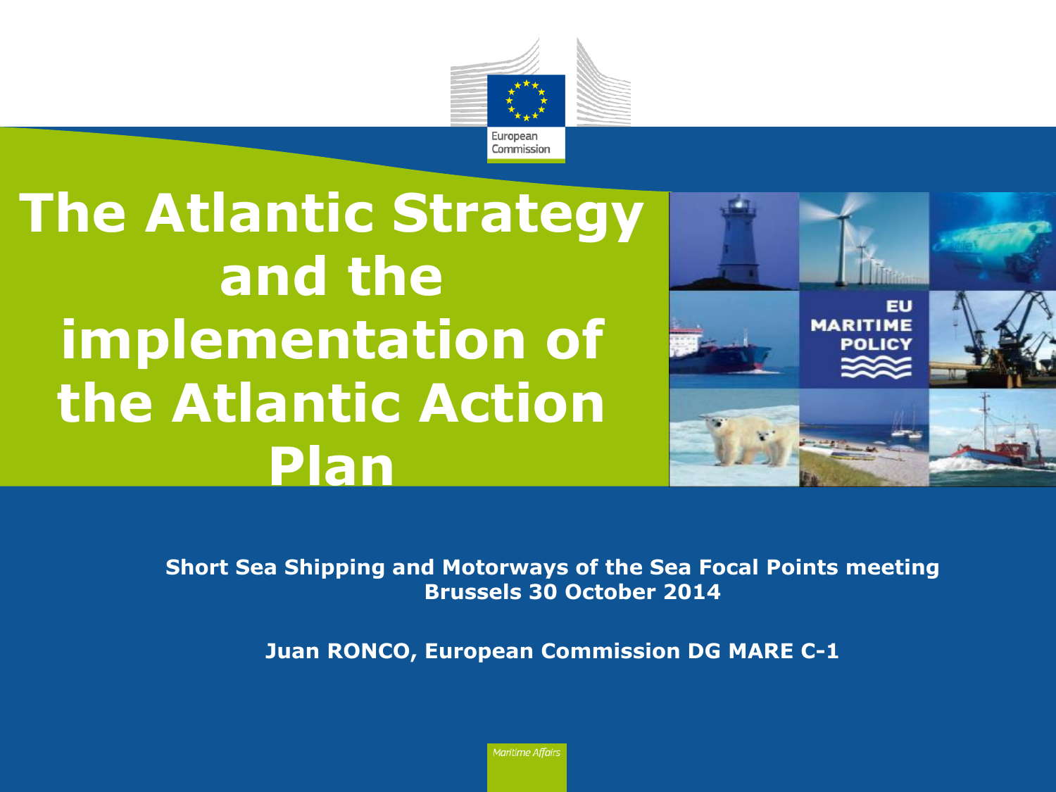# The Atlantic Strategy and the implementation of the Atlantic Action Plan

**Short Sea Shipping and Motorways of the Sea Focal Points meeting**
**Brussels 30 October 2014**

**Juan RONCO, European Commission DG MARE C-1**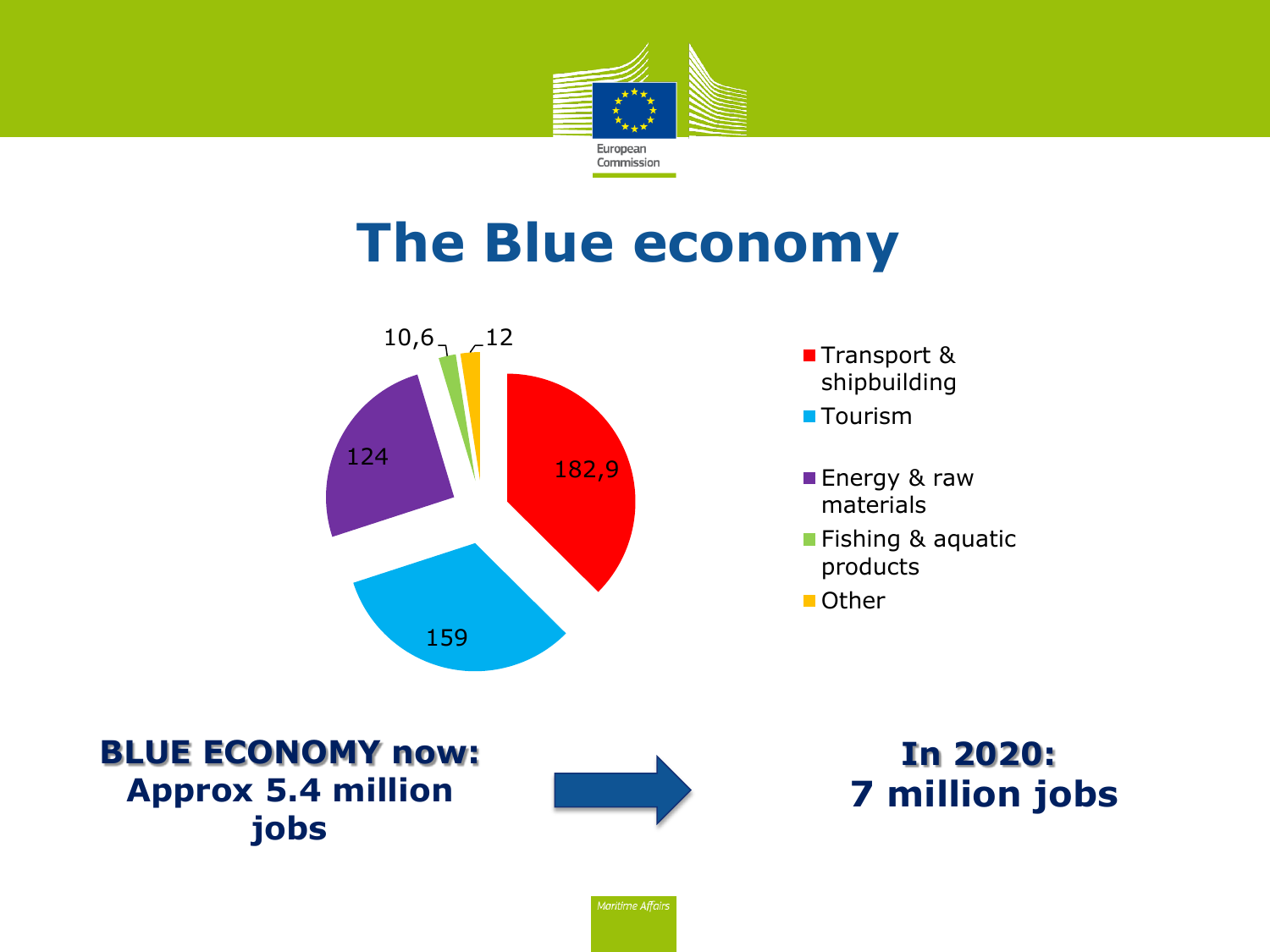# The Blue economy

| Sector | Value |
|---|---|
| Transport & shipbuilding | 182,9 |
| Tourism | 159 |
| Energy & raw materials | 124 |
| Fishing & aquatic products | 10,6 |
| Other | 12 |

**BLUE ECONOMY now: Approx 5.4 million jobs**

**In 2020: 7 million jobs**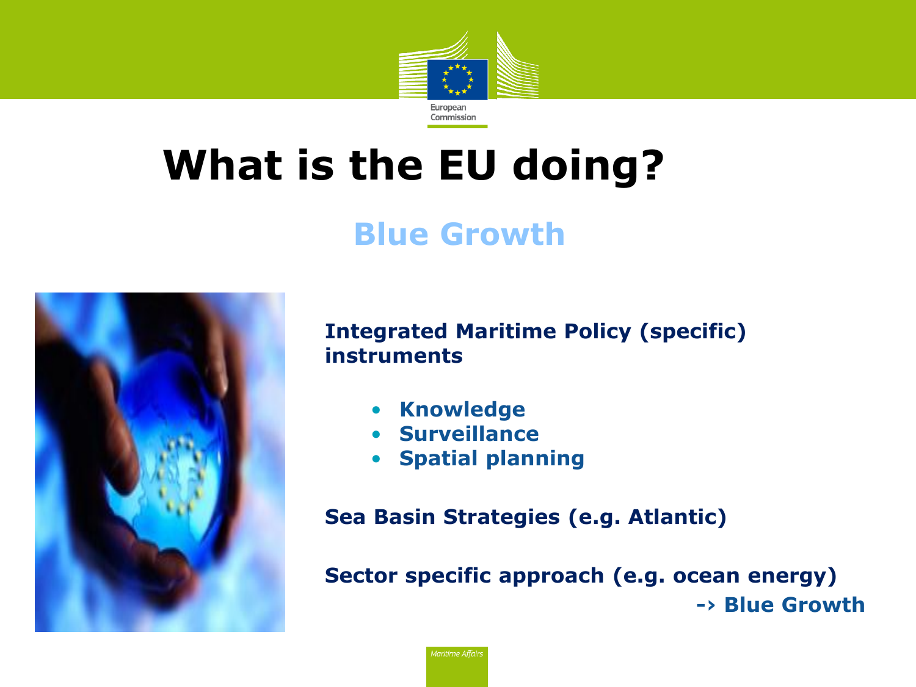# What is the EU doing?

## Blue Growth

**Integrated Maritime Policy (specific) instruments**

- **Knowledge**
- **Surveillance**
- **Spatial planning**

**Sea Basin Strategies (e.g. Atlantic)**

**Sector specific approach (e.g. ocean energy)**

**-› Blue Growth**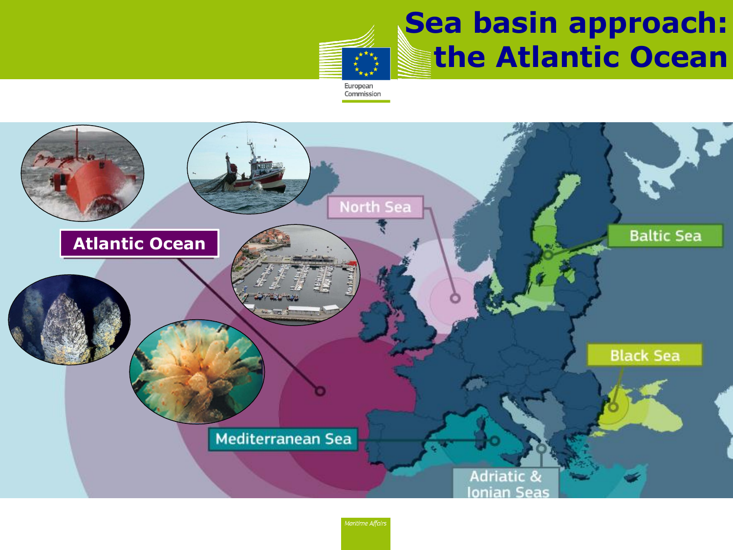# Sea basin approach: the Atlantic Ocean

Atlantic Ocean

North Sea

Baltic Sea

Black Sea

Mediterranean Sea

Adriatic & Ionian Seas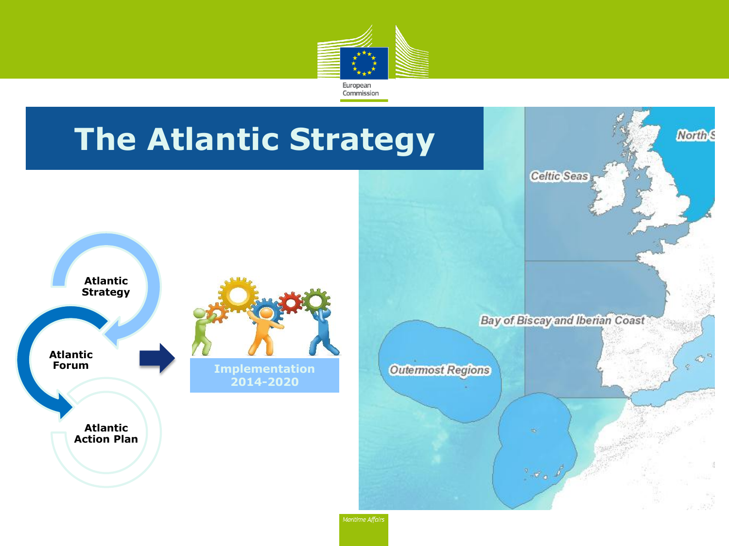# The Atlantic Strategy

Atlantic Strategy

Atlantic Forum

Atlantic Action Plan

Implementation 2014-2020

Celtic Seas

North S

Bay of Biscay and Iberian Coast

Outermost Regions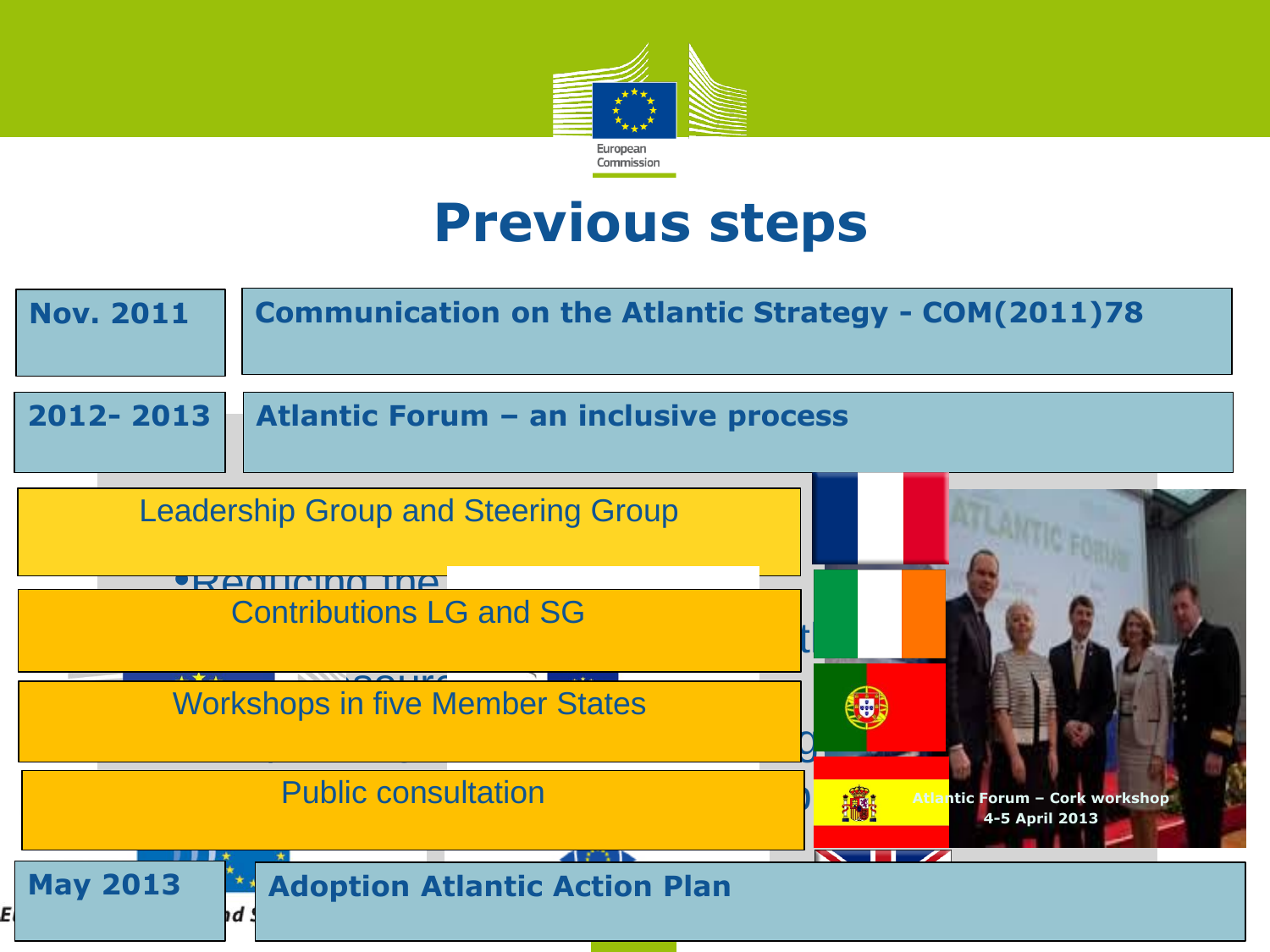# Previous steps

| | |
|---|---|
| **Nov. 2011** | **Communication on the Atlantic Strategy - COM(2011)78** |
| **2012- 2013** | **Atlantic Forum – an inclusive process** |

- Leadership Group and Steering Group
- Contributions LG and SG
- Workshops in five Member States
- Public consultation

Atlantic Forum – Cork workshop
4-5 April 2013

| | |
|---|---|
| **May 2013** | **Adoption Atlantic Action Plan** |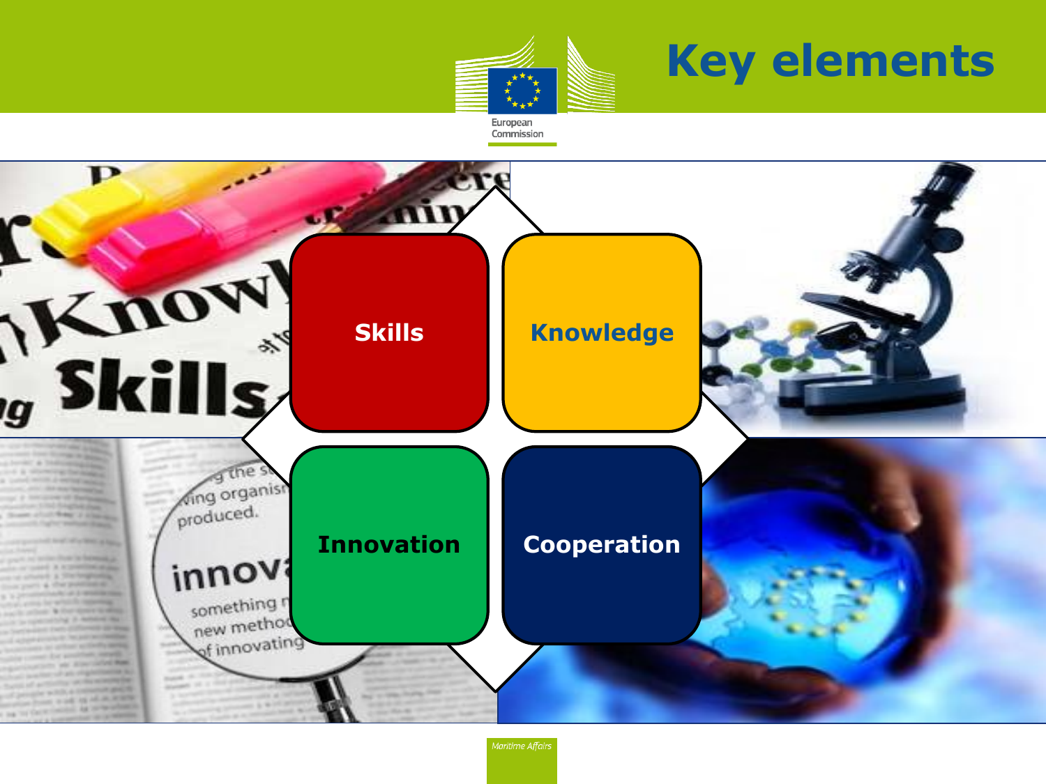# Key elements

- Skills
- Knowledge
- Innovation
- Cooperation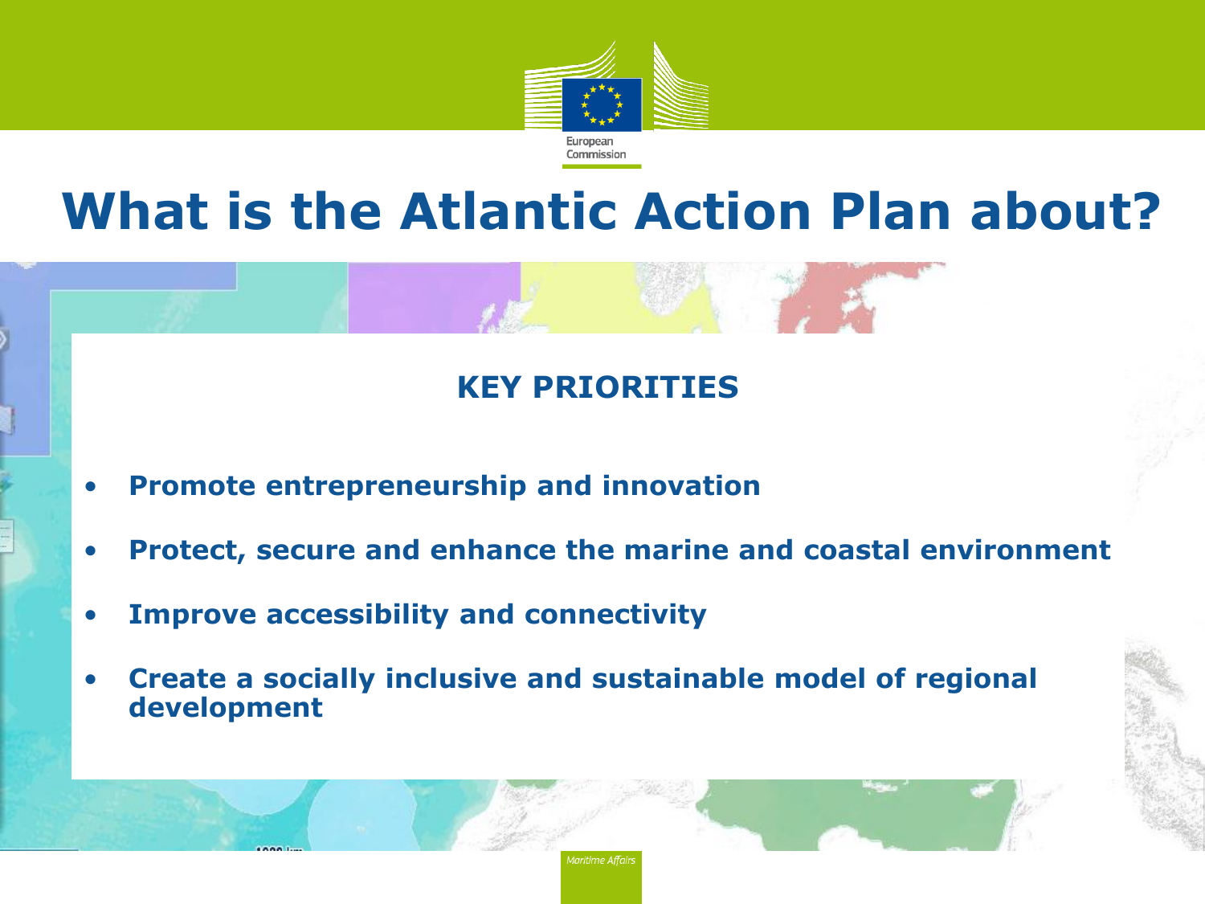# What is the Atlantic Action Plan about?

## KEY PRIORITIES

- **Promote entrepreneurship and innovation**
- **Protect, secure and enhance the marine and coastal environment**
- **Improve accessibility and connectivity**
- **Create a socially inclusive and sustainable model of regional development**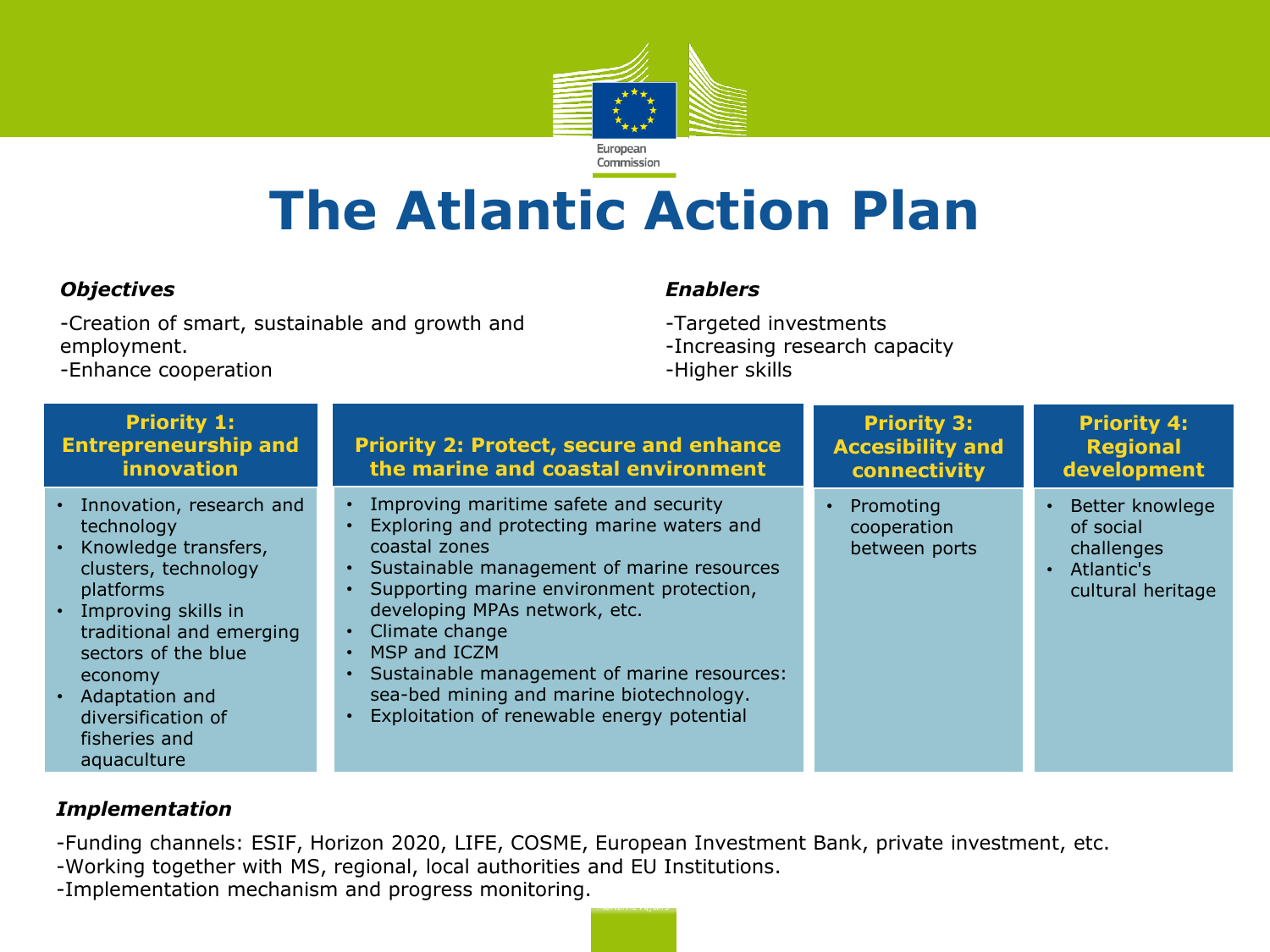# The Atlantic Action Plan

***Objectives***

-Creation of smart, sustainable and growth and employment.
-Enhance cooperation

***Enablers***

-Targeted investments
-Increasing research capacity
-Higher skills

| Priority 1: Entrepreneurship and innovation | Priority 2: Protect, secure and enhance the marine and coastal environment | Priority 3: Accesibility and connectivity | Priority 4: Regional development |
|---|---|---|---|
| • Innovation, research and technology<br>• Knowledge transfers, clusters, technology platforms<br>• Improving skills in traditional and emerging sectors of the blue economy<br>• Adaptation and diversification of fisheries and aquaculture | • Improving maritime safete and security<br>• Exploring and protecting marine waters and coastal zones<br>• Sustainable management of marine resources<br>• Supporting marine environment protection, developing MPAs network, etc.<br>• Climate change<br>• MSP and ICZM<br>• Sustainable management of marine resources: sea-bed mining and marine biotechnology.<br>• Exploitation of renewable energy potential | • Promoting cooperation between ports | • Better knowlege of social challenges<br>• Atlantic's cultural heritage |

***Implementation***

-Funding channels: ESIF, Horizon 2020, LIFE, COSME, European Investment Bank, private investment, etc.
-Working together with MS, regional, local authorities and EU Institutions.
-Implementation mechanism and progress monitoring.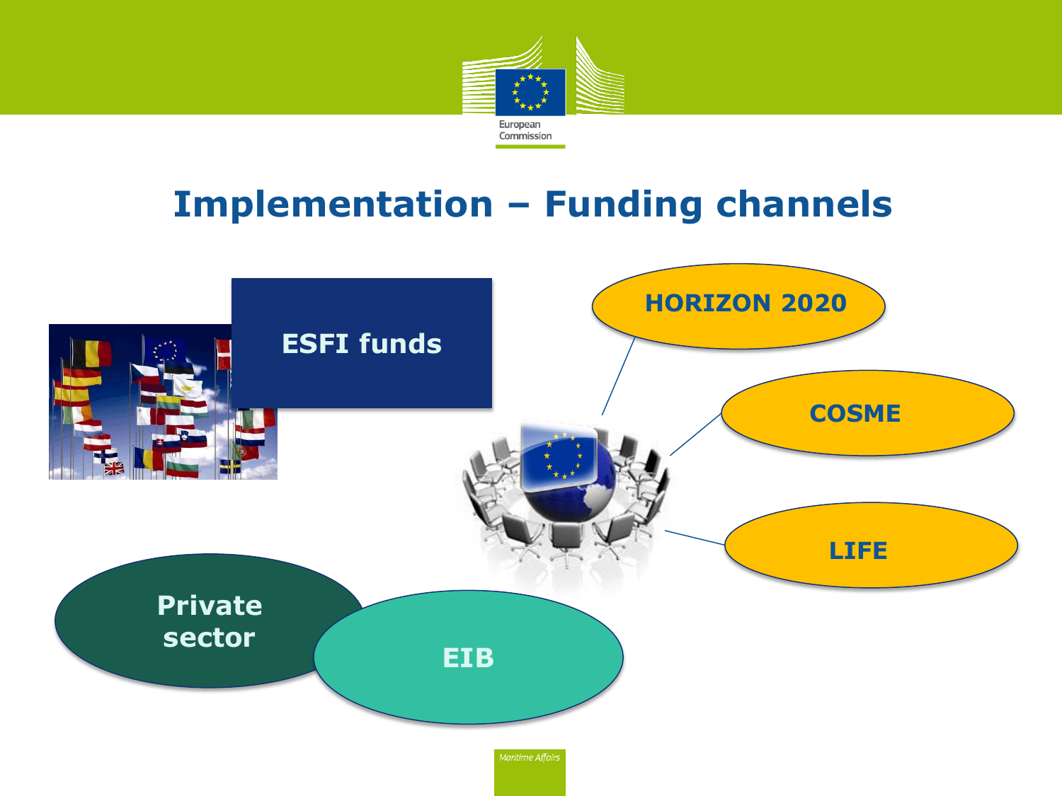# Implementation – Funding channels

ESFI funds

HORIZON 2020

COSME

LIFE

Private sector

EIB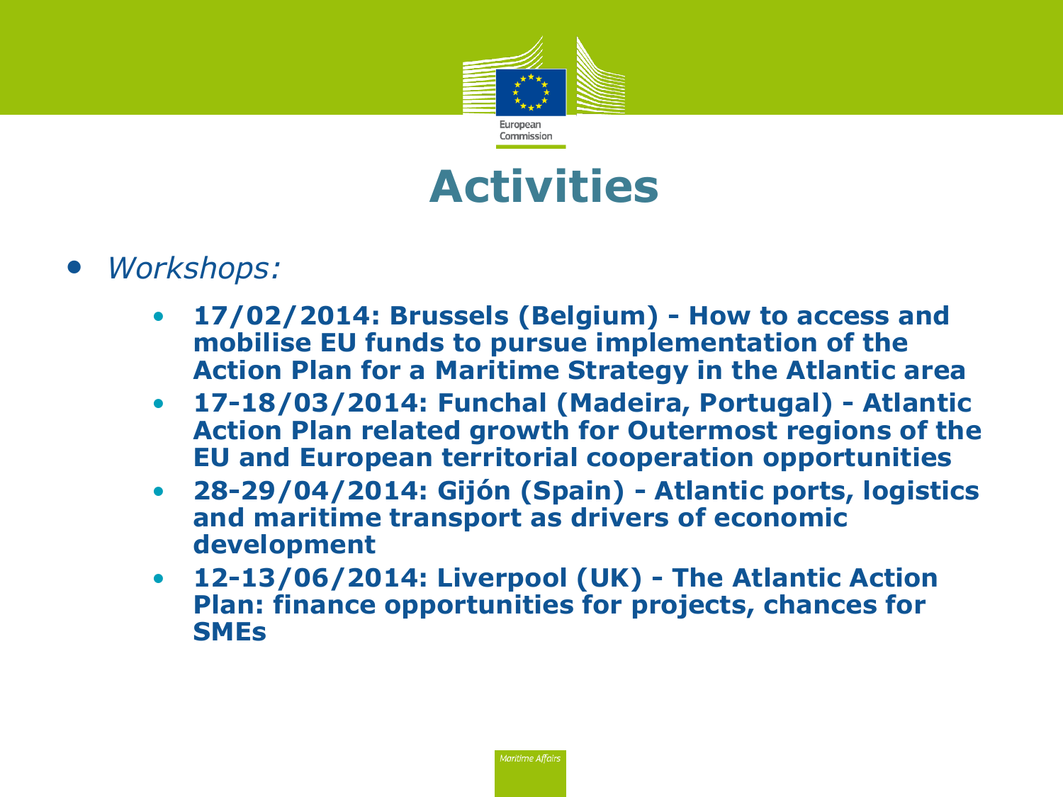# Activities

- *Workshops:*
  - **17/02/2014: Brussels (Belgium) - How to access and mobilise EU funds to pursue implementation of the Action Plan for a Maritime Strategy in the Atlantic area**
  - **17-18/03/2014: Funchal (Madeira, Portugal) - Atlantic Action Plan related growth for Outermost regions of the EU and European territorial cooperation opportunities**
  - **28-29/04/2014: Gijón (Spain) - Atlantic ports, logistics and maritime transport as drivers of economic development**
  - **12-13/06/2014: Liverpool (UK) - The Atlantic Action Plan: finance opportunities for projects, chances for SMEs**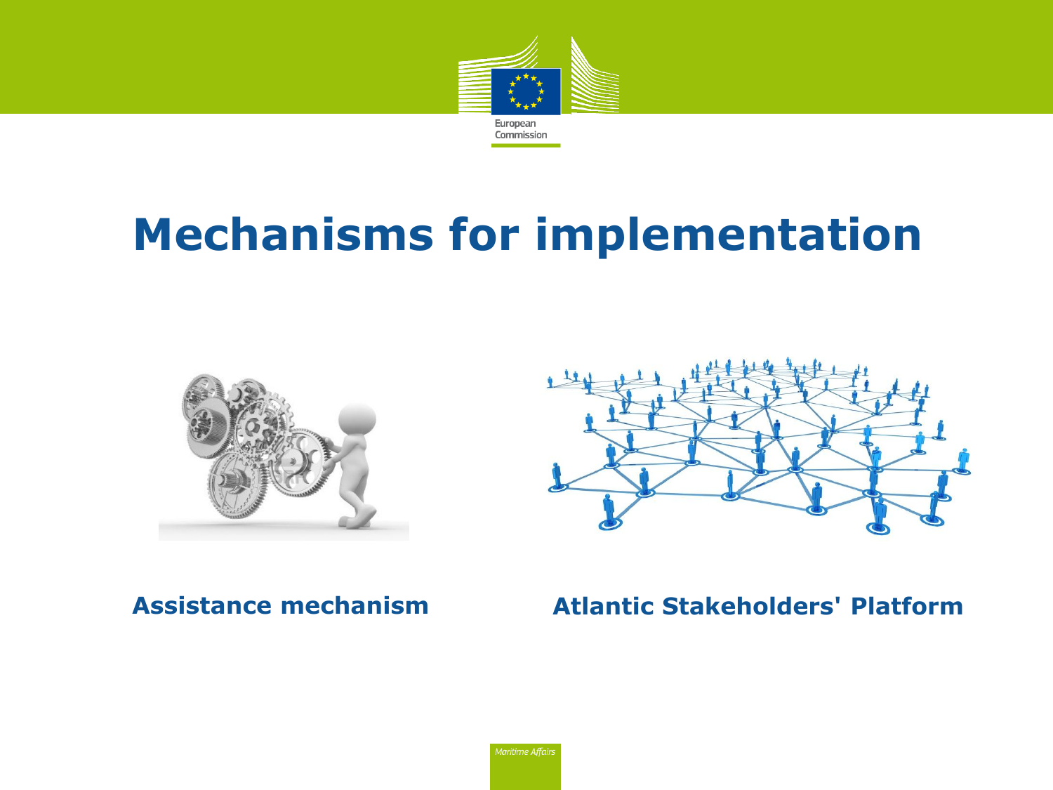# Mechanisms for implementation

**Assistance mechanism**

**Atlantic Stakeholders' Platform**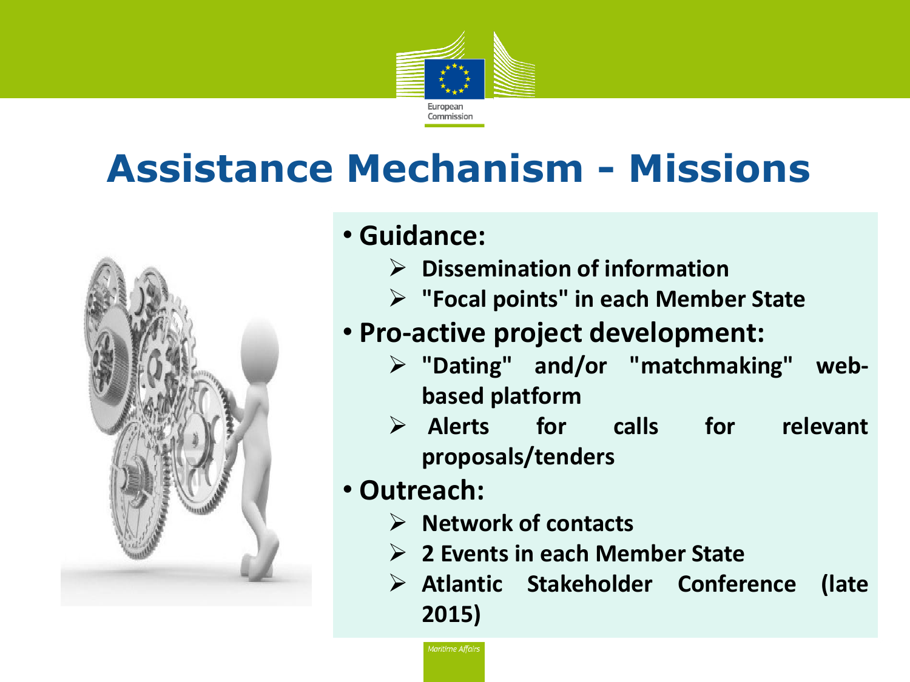# Assistance Mechanism - Missions

- **Guidance:**
  - **Dissemination of information**
  - **"Focal points" in each Member State**
- **Pro-active project development:**
  - **"Dating" and/or "matchmaking" web-based platform**
  - **Alerts for calls for relevant proposals/tenders**
- **Outreach:**
  - **Network of contacts**
  - **2 Events in each Member State**
  - **Atlantic Stakeholder Conference (late 2015)**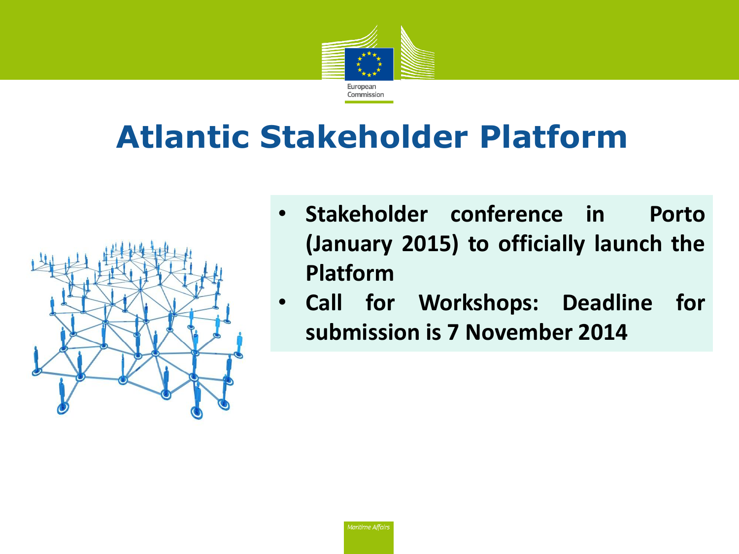# Atlantic Stakeholder Platform

- **Stakeholder conference in Porto (January 2015) to officially launch the Platform**
- **Call for Workshops: Deadline for submission is 7 November 2014**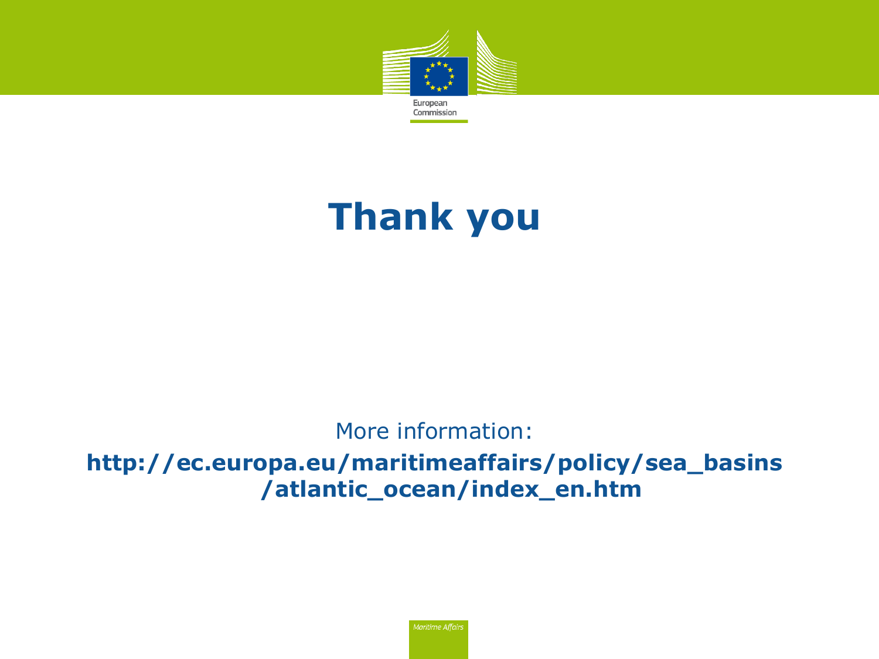# Thank you

More information:

**http://ec.europa.eu/maritimeaffairs/policy/sea_basins/atlantic_ocean/index_en.htm**